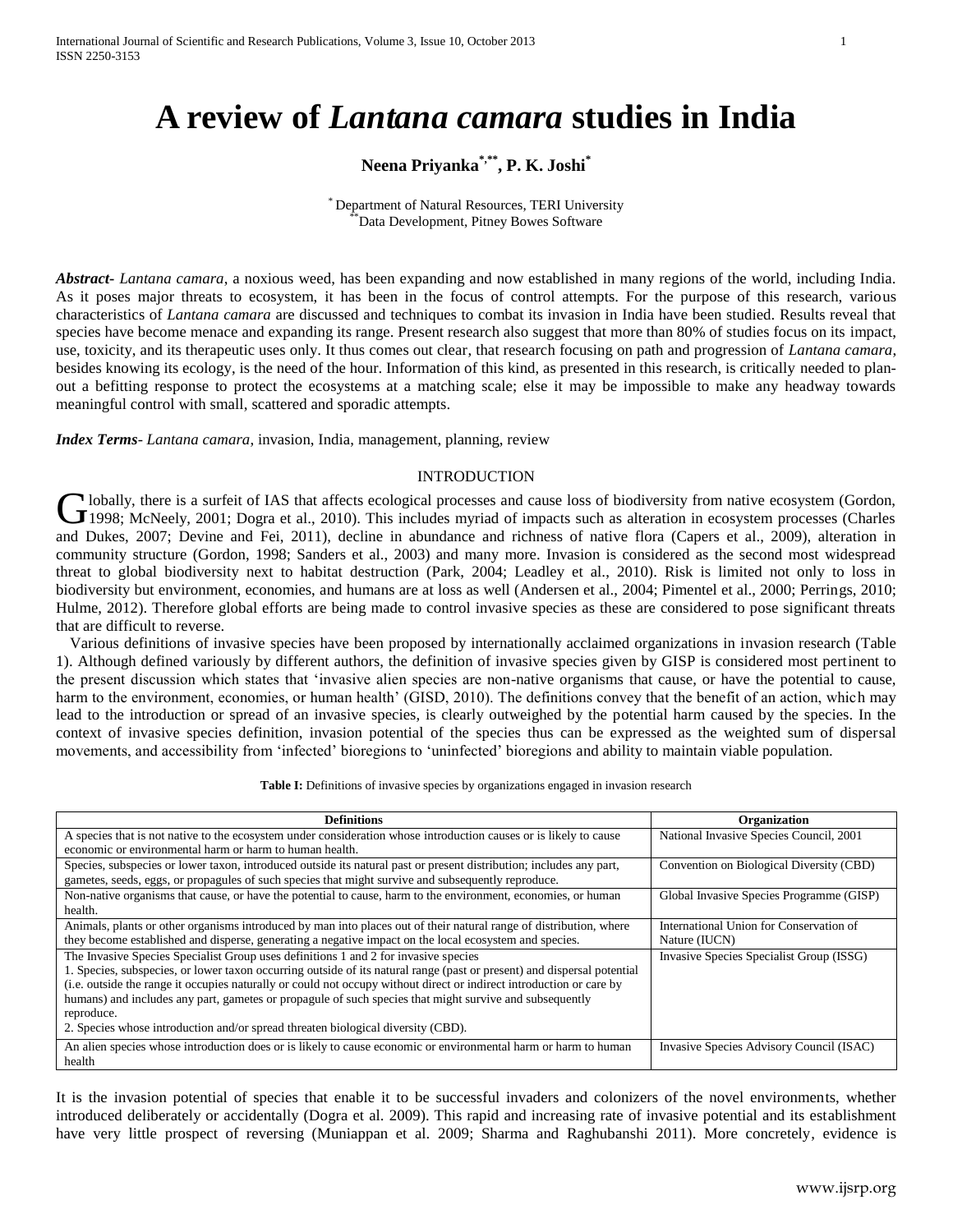# A review of *Lantana camara* studies in India

**Neena Priyanka[*,**], P. K. Joshi[*]**

[*] Department of Natural Resources, TERI University
[**] Data Development, Pitney Bowes Software

***Abstract-*** *Lantana camara*, a noxious weed, has been expanding and now established in many regions of the world, including India. As it poses major threats to ecosystem, it has been in the focus of control attempts. For the purpose of this research, various characteristics of *Lantana camara* are discussed and techniques to combat its invasion in India have been studied. Results reveal that species have become menace and expanding its range. Present research also suggest that more than 80% of studies focus on its impact, use, toxicity, and its therapeutic uses only. It thus comes out clear, that research focusing on path and progression of *Lantana camara,* besides knowing its ecology, is the need of the hour. Information of this kind, as presented in this research, is critically needed to plan-out a befitting response to protect the ecosystems at a matching scale; else it may be impossible to make any headway towards meaningful control with small, scattered and sporadic attempts.

***Index Terms-*** *Lantana camara*, invasion, India, management, planning, review

## INTRODUCTION

Globally, there is a surfeit of IAS that affects ecological processes and cause loss of biodiversity from native ecosystem (Gordon, 1998; McNeely, 2001; Dogra et al., 2010). This includes myriad of impacts such as alteration in ecosystem processes (Charles and Dukes, 2007; Devine and Fei, 2011), decline in abundance and richness of native flora (Capers et al., 2009), alteration in community structure (Gordon, 1998; Sanders et al., 2003) and many more. Invasion is considered as the second most widespread threat to global biodiversity next to habitat destruction (Park, 2004; Leadley et al., 2010). Risk is limited not only to loss in biodiversity but environment, economies, and humans are at loss as well (Andersen et al., 2004; Pimentel et al., 2000; Perrings, 2010; Hulme, 2012). Therefore global efforts are being made to control invasive species as these are considered to pose significant threats that are difficult to reverse.

Various definitions of invasive species have been proposed by internationally acclaimed organizations in invasion research (Table 1). Although defined variously by different authors, the definition of invasive species given by GISP is considered most pertinent to the present discussion which states that 'invasive alien species are non-native organisms that cause, or have the potential to cause, harm to the environment, economies, or human health' (GISD, 2010). The definitions convey that the benefit of an action, which may lead to the introduction or spread of an invasive species, is clearly outweighed by the potential harm caused by the species. In the context of invasive species definition, invasion potential of the species thus can be expressed as the weighted sum of dispersal movements, and accessibility from 'infected' bioregions to 'uninfected' bioregions and ability to maintain viable population.

**Table I:** Definitions of invasive species by organizations engaged in invasion research

| Definitions | Organization |
|---|---|
| A species that is not native to the ecosystem under consideration whose introduction causes or is likely to cause economic or environmental harm or harm to human health. | National Invasive Species Council, 2001 |
| Species, subspecies or lower taxon, introduced outside its natural past or present distribution; includes any part, gametes, seeds, eggs, or propagules of such species that might survive and subsequently reproduce. | Convention on Biological Diversity (CBD) |
| Non-native organisms that cause, or have the potential to cause, harm to the environment, economies, or human health. | Global Invasive Species Programme (GISP) |
| Animals, plants or other organisms introduced by man into places out of their natural range of distribution, where they become established and disperse, generating a negative impact on the local ecosystem and species. | International Union for Conservation of Nature (IUCN) |
| The Invasive Species Specialist Group uses definitions 1 and 2 for invasive species<br>1. Species, subspecies, or lower taxon occurring outside of its natural range (past or present) and dispersal potential (i.e. outside the range it occupies naturally or could not occupy without direct or indirect introduction or care by humans) and includes any part, gametes or propagule of such species that might survive and subsequently reproduce.<br>2. Species whose introduction and/or spread threaten biological diversity (CBD). | Invasive Species Specialist Group (ISSG) |
| An alien species whose introduction does or is likely to cause economic or environmental harm or harm to human health | Invasive Species Advisory Council (ISAC) |

It is the invasion potential of species that enable it to be successful invaders and colonizers of the novel environments, whether introduced deliberately or accidentally (Dogra et al. 2009). This rapid and increasing rate of invasive potential and its establishment have very little prospect of reversing (Muniappan et al. 2009; Sharma and Raghubanshi 2011). More concretely, evidence is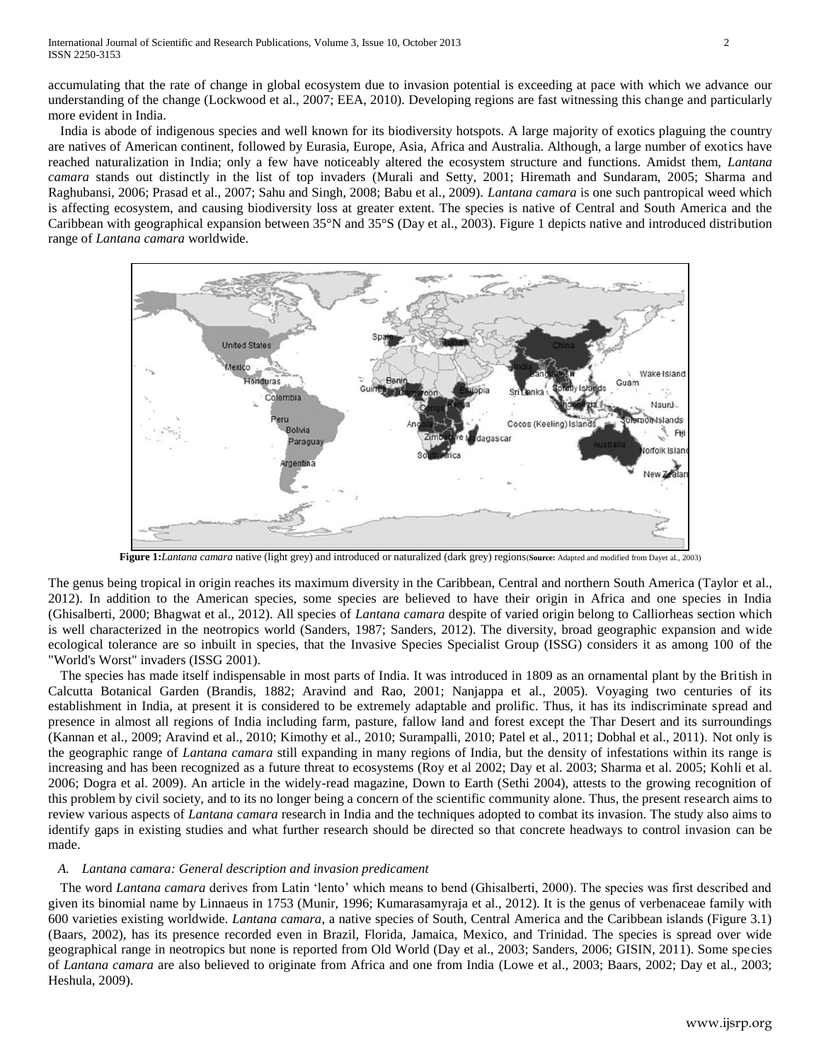accumulating that the rate of change in global ecosystem due to invasion potential is exceeding at pace with which we advance our understanding of the change (Lockwood et al., 2007; EEA, 2010). Developing regions are fast witnessing this change and particularly more evident in India.

India is abode of indigenous species and well known for its biodiversity hotspots. A large majority of exotics plaguing the country are natives of American continent, followed by Eurasia, Europe, Asia, Africa and Australia. Although, a large number of exotics have reached naturalization in India; only a few have noticeably altered the ecosystem structure and functions. Amidst them, *Lantana camara* stands out distinctly in the list of top invaders (Murali and Setty, 2001; Hiremath and Sundaram, 2005; Sharma and Raghubansi, 2006; Prasad et al., 2007; Sahu and Singh, 2008; Babu et al., 2009). *Lantana camara* is one such pantropical weed which is affecting ecosystem, and causing biodiversity loss at greater extent. The species is native of Central and South America and the Caribbean with geographical expansion between 35°N and 35°S (Day et al., 2003). Figure 1 depicts native and introduced distribution range of *Lantana camara* worldwide.

**Figure 1:***Lantana camara* native (light grey) and introduced or naturalized (dark grey) regions(**Source:** Adapted and modified from Dayet al., 2003)

The genus being tropical in origin reaches its maximum diversity in the Caribbean, Central and northern South America (Taylor et al., 2012). In addition to the American species, some species are believed to have their origin in Africa and one species in India (Ghisalberti, 2000; Bhagwat et al., 2012). All species of *Lantana camara* despite of varied origin belong to Calliorheas section which is well characterized in the neotropics world (Sanders, 1987; Sanders, 2012). The diversity, broad geographic expansion and wide ecological tolerance are so inbuilt in species, that the Invasive Species Specialist Group (ISSG) considers it as among 100 of the "World's Worst" invaders (ISSG 2001).

The species has made itself indispensable in most parts of India. It was introduced in 1809 as an ornamental plant by the British in Calcutta Botanical Garden (Brandis, 1882; Aravind and Rao, 2001; Nanjappa et al., 2005). Voyaging two centuries of its establishment in India, at present it is considered to be extremely adaptable and prolific. Thus, it has its indiscriminate spread and presence in almost all regions of India including farm, pasture, fallow land and forest except the Thar Desert and its surroundings (Kannan et al., 2009; Aravind et al., 2010; Kimothy et al., 2010; Surampalli, 2010; Patel et al., 2011; Dobhal et al., 2011). Not only is the geographic range of *Lantana camara* still expanding in many regions of India, but the density of infestations within its range is increasing and has been recognized as a future threat to ecosystems (Roy et al 2002; Day et al. 2003; Sharma et al. 2005; Kohli et al. 2006; Dogra et al. 2009). An article in the widely-read magazine, Down to Earth (Sethi 2004), attests to the growing recognition of this problem by civil society, and to its no longer being a concern of the scientific community alone. Thus, the present research aims to review various aspects of *Lantana camara* research in India and the techniques adopted to combat its invasion. The study also aims to identify gaps in existing studies and what further research should be directed so that concrete headways to control invasion can be made.

### *A. Lantana camara: General description and invasion predicament*

The word *Lantana camara* derives from Latin 'lento' which means to bend (Ghisalberti, 2000). The species was first described and given its binomial name by Linnaeus in 1753 (Munir, 1996; Kumarasamyraja et al., 2012). It is the genus of verbenaceae family with 600 varieties existing worldwide. *Lantana camara*, a native species of South, Central America and the Caribbean islands (Figure 3.1) (Baars, 2002), has its presence recorded even in Brazil, Florida, Jamaica, Mexico, and Trinidad. The species is spread over wide geographical range in neotropics but none is reported from Old World (Day et al., 2003; Sanders, 2006; GISIN, 2011). Some species of *Lantana camara* are also believed to originate from Africa and one from India (Lowe et al., 2003; Baars, 2002; Day et al., 2003; Heshula, 2009).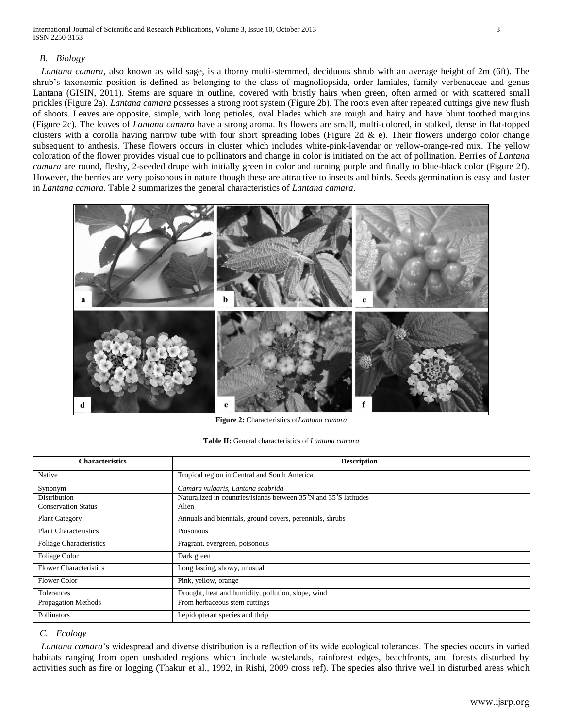### *B. Biology*

*Lantana camara*, also known as wild sage, is a thorny multi-stemmed, deciduous shrub with an average height of 2m (6ft). The shrub's taxonomic position is defined as belonging to the class of magnoliopsida, order lamiales, family verbenaceae and genus Lantana (GISIN, 2011). Stems are square in outline, covered with bristly hairs when green, often armed or with scattered small prickles (Figure 2a). *Lantana camara* possesses a strong root system (Figure 2b). The roots even after repeated cuttings give new flush of shoots. Leaves are opposite, simple, with long petioles, oval blades which are rough and hairy and have blunt toothed margins (Figure 2c). The leaves of *Lantana camara* have a strong aroma. Its flowers are small, multi-colored, in stalked, dense in flat-topped clusters with a corolla having narrow tube with four short spreading lobes (Figure 2d & e). Their flowers undergo color change subsequent to anthesis. These flowers occurs in cluster which includes white-pink-lavendar or yellow-orange-red mix. The yellow coloration of the flower provides visual cue to pollinators and change in color is initiated on the act of pollination. Berries of *Lantana camara* are round, fleshy, 2-seeded drupe with initially green in color and turning purple and finally to blue-black color (Figure 2f). However, the berries are very poisonous in nature though these are attractive to insects and birds. Seeds germination is easy and faster in *Lantana camara*. Table 2 summarizes the general characteristics of *Lantana camara*.

**Figure 2:** Characteristics of*Lantana camara*

**Table II:** General characteristics of *Lantana camara*

| Characteristics | Description |
|---|---|
| Native | Tropical region in Central and South America |
| Synonym | *Camara vulgaris, Lantana scabrida* |
| Distribution | Naturalized in countries/islands between $35^0$N and $35^0$S latitudes |
| Conservation Status | Alien |
| Plant Category | Annuals and biennials, ground covers, perennials, shrubs |
| Plant Characteristics | Poisonous |
| Foliage Characteristics | Fragrant, evergreen, poisonous |
| Foliage Color | Dark green |
| Flower Characteristics | Long lasting, showy, unusual |
| Flower Color | Pink, yellow, orange |
| Tolerances | Drought, heat and humidity, pollution, slope, wind |
| Propagation Methods | From herbaceous stem cuttings |
| Pollinators | Lepidopteran species and thrip |

### *C. Ecology*

*Lantana camara*'s widespread and diverse distribution is a reflection of its wide ecological tolerances. The species occurs in varied habitats ranging from open unshaded regions which include wastelands, rainforest edges, beachfronts, and forests disturbed by activities such as fire or logging (Thakur et al., 1992, in Rishi, 2009 cross ref). The species also thrive well in disturbed areas which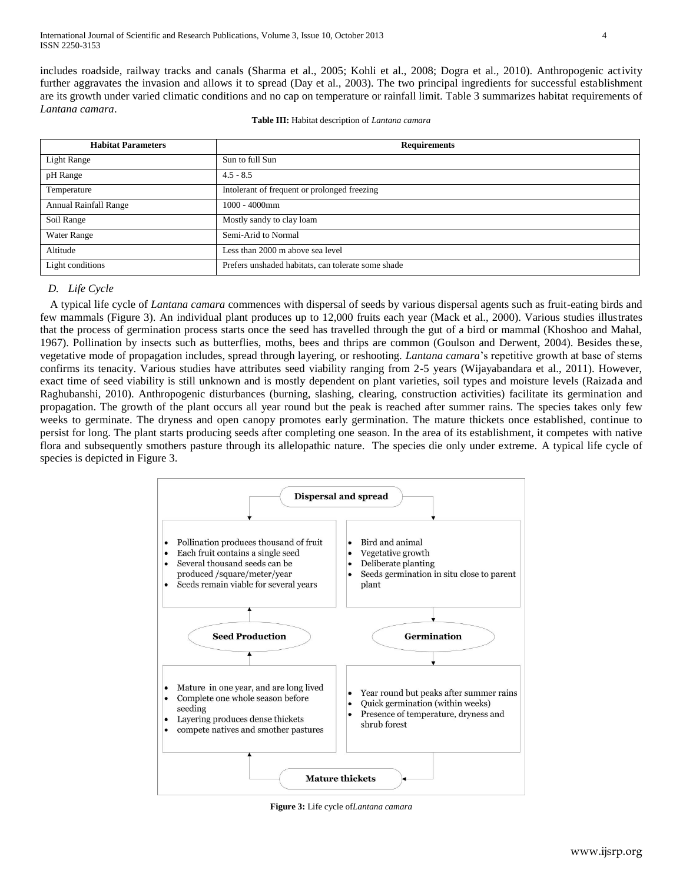includes roadside, railway tracks and canals (Sharma et al., 2005; Kohli et al., 2008; Dogra et al., 2010). Anthropogenic activity further aggravates the invasion and allows it to spread (Day et al., 2003). The two principal ingredients for successful establishment are its growth under varied climatic conditions and no cap on temperature or rainfall limit. Table 3 summarizes habitat requirements of *Lantana camara*.

**Table III:** Habitat description of *Lantana camara*

| Habitat Parameters | Requirements |
| --- | --- |
| Light Range | Sun to full Sun |
| pH Range | 4.5 - 8.5 |
| Temperature | Intolerant of frequent or prolonged freezing |
| Annual Rainfall Range | 1000 - 4000mm |
| Soil Range | Mostly sandy to clay loam |
| Water Range | Semi-Arid to Normal |
| Altitude | Less than 2000 m above sea level |
| Light conditions | Prefers unshaded habitats, can tolerate some shade |

### *D. Life Cycle*

A typical life cycle of *Lantana camara* commences with dispersal of seeds by various dispersal agents such as fruit-eating birds and few mammals (Figure 3). An individual plant produces up to 12,000 fruits each year (Mack et al., 2000). Various studies illustrates that the process of germination process starts once the seed has travelled through the gut of a bird or mammal (Khoshoo and Mahal, 1967). Pollination by insects such as butterflies, moths, bees and thrips are common (Goulson and Derwent, 2004). Besides these, vegetative mode of propagation includes, spread through layering, or reshooting. *Lantana camara*'s repetitive growth at base of stems confirms its tenacity. Various studies have attributes seed viability ranging from 2-5 years (Wijayabandara et al., 2011). However, exact time of seed viability is still unknown and is mostly dependent on plant varieties, soil types and moisture levels (Raizada and Raghubanshi, 2010). Anthropogenic disturbances (burning, slashing, clearing, construction activities) facilitate its germination and propagation. The growth of the plant occurs all year round but the peak is reached after summer rains. The species takes only few weeks to germinate. The dryness and open canopy promotes early germination. The mature thickets once established, continue to persist for long. The plant starts producing seeds after completing one season. In the area of its establishment, it competes with native flora and subsequently smothers pasture through its allelopathic nature. The species die only under extreme. A typical life cycle of species is depicted in Figure 3.

**Dispersal and spread**

- Pollination produces thousand of fruit
- Each fruit contains a single seed
- Several thousand seeds can be produced /square/meter/year
- Seeds remain viable for several years

- Bird and animal
- Vegetative growth
- Deliberate planting
- Seeds germination in situ close to parent plant

**Seed Production**

**Germination**

- Mature in one year, and are long lived
- Complete one whole season before seeding
- Layering produces dense thickets
- compete natives and smother pastures

- Year round but peaks after summer rains
- Quick germination (within weeks)
- Presence of temperature, dryness and shrub forest

**Mature thickets**

**Figure 3:** Life cycle of*Lantana camara*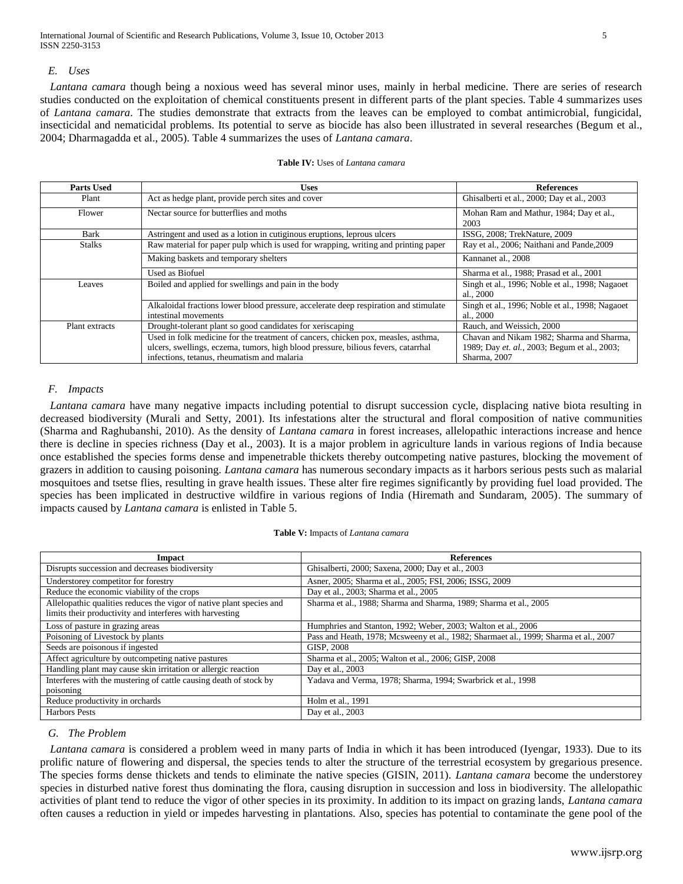### *E. Uses*

*Lantana camara* though being a noxious weed has several minor uses, mainly in herbal medicine. There are series of research studies conducted on the exploitation of chemical constituents present in different parts of the plant species. Table 4 summarizes uses of *Lantana camara*. The studies demonstrate that extracts from the leaves can be employed to combat antimicrobial, fungicidal, insecticidal and nematicidal problems. Its potential to serve as biocide has also been illustrated in several researches (Begum et al., 2004; Dharmagadda et al., 2005). Table 4 summarizes the uses of *Lantana camara*.

**Table IV:** Uses of *Lantana camara*

| Parts Used | Uses | References |
|---|---|---|
| Plant | Act as hedge plant, provide perch sites and cover | Ghisalberti et al., 2000; Day et al., 2003 |
| Flower | Nectar source for butterflies and moths | Mohan Ram and Mathur, 1984; Day et al., 2003 |
| Bark | Astringent and used as a lotion in cutiginous eruptions, leprous ulcers | ISSG, 2008; TrekNature, 2009 |
| Stalks | Raw material for paper pulp which is used for wrapping, writing and printing paper | Ray et al., 2006; Naithani and Pande,2009 |
| | Making baskets and temporary shelters | Kannanet al., 2008 |
| | Used as Biofuel | Sharma et al., 1988; Prasad et al., 2001 |
| Leaves | Boiled and applied for swellings and pain in the body | Singh et al., 1996; Noble et al., 1998; Nagaoet al., 2000 |
| | Alkaloidal fractions lower blood pressure, accelerate deep respiration and stimulate intestinal movements | Singh et al., 1996; Noble et al., 1998; Nagaoet al., 2000 |
| Plant extracts | Drought-tolerant plant so good candidates for xeriscaping | Rauch, and Weissich, 2000 |
| | Used in folk medicine for the treatment of cancers, chicken pox, measles, asthma, ulcers, swellings, eczema, tumors, high blood pressure, bilious fevers, catarrhal infections, tetanus, rheumatism and malaria | Chavan and Nikam 1982; Sharma and Sharma, 1989; Day *et. al.,* 2003; Begum et al., 2003; Sharma, 2007 |

### *F. Impacts*

*Lantana camara* have many negative impacts including potential to disrupt succession cycle, displacing native biota resulting in decreased biodiversity (Murali and Setty, 2001). Its infestations alter the structural and floral composition of native communities (Sharma and Raghubanshi, 2010). As the density of *Lantana camara* in forest increases, allelopathic interactions increase and hence there is decline in species richness (Day et al., 2003). It is a major problem in agriculture lands in various regions of India because once established the species forms dense and impenetrable thickets thereby outcompeting native pastures, blocking the movement of grazers in addition to causing poisoning. *Lantana camara* has numerous secondary impacts as it harbors serious pests such as malarial mosquitoes and tsetse flies, resulting in grave health issues. These alter fire regimes significantly by providing fuel load provided. The species has been implicated in destructive wildfire in various regions of India (Hiremath and Sundaram, 2005). The summary of impacts caused by *Lantana camara* is enlisted in Table 5.

**Table V:** Impacts of *Lantana camara*

| Impact | References |
|---|---|
| Disrupts succession and decreases biodiversity | Ghisalberti, 2000; Saxena, 2000; Day et al., 2003 |
| Understorey competitor for forestry | Asner, 2005; Sharma et al., 2005; FSI, 2006; ISSG, 2009 |
| Reduce the economic viability of the crops | Day et al., 2003; Sharma et al., 2005 |
| Allelopathic qualities reduces the vigor of native plant species and limits their productivity and interferes with harvesting | Sharma et al., 1988; Sharma and Sharma, 1989; Sharma et al., 2005 |
| Loss of pasture in grazing areas | Humphries and Stanton, 1992; Weber, 2003; Walton et al., 2006 |
| Poisoning of Livestock by plants | Pass and Heath, 1978; Mcsweeny et al., 1982; Sharmaet al., 1999; Sharma et al., 2007 |
| Seeds are poisonous if ingested | GISP, 2008 |
| Affect agriculture by outcompeting native pastures | Sharma et al., 2005; Walton et al., 2006; GISP, 2008 |
| Handling plant may cause skin irritation or allergic reaction | Day et al., 2003 |
| Interferes with the mustering of cattle causing death of stock by poisoning | Yadava and Verma, 1978; Sharma, 1994; Swarbrick et al., 1998 |
| Reduce productivity in orchards | Holm et al., 1991 |
| Harbors Pests | Day et al., 2003 |

### *G. The Problem*

*Lantana camara* is considered a problem weed in many parts of India in which it has been introduced (Iyengar, 1933). Due to its prolific nature of flowering and dispersal, the species tends to alter the structure of the terrestrial ecosystem by gregarious presence. The species forms dense thickets and tends to eliminate the native species (GISIN, 2011). *Lantana camara* become the understorey species in disturbed native forest thus dominating the flora, causing disruption in succession and loss in biodiversity. The allelopathic activities of plant tend to reduce the vigor of other species in its proximity. In addition to its impact on grazing lands, *Lantana camara* often causes a reduction in yield or impedes harvesting in plantations. Also, species has potential to contaminate the gene pool of the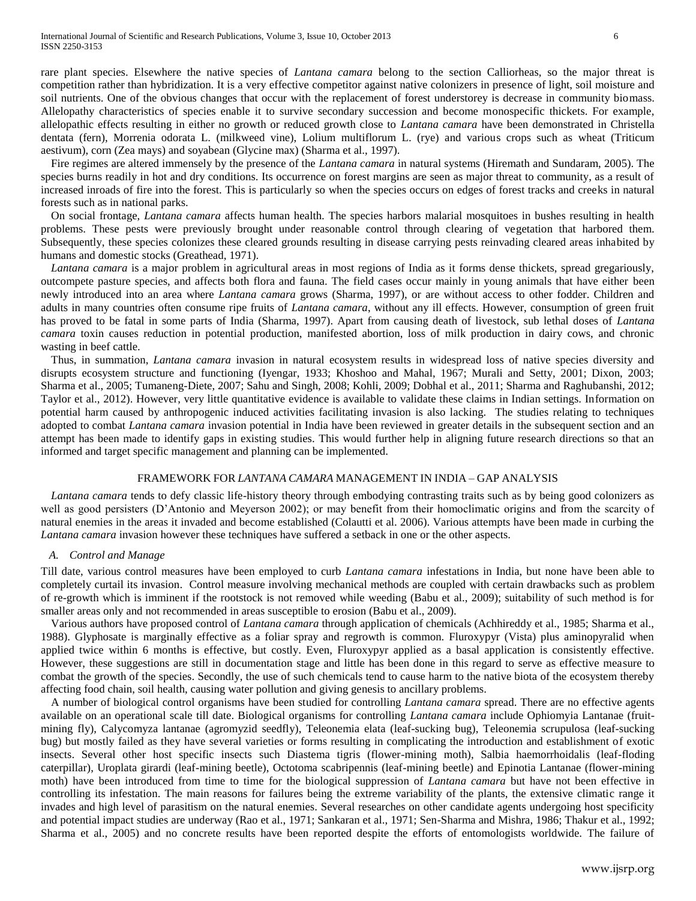rare plant species. Elsewhere the native species of *Lantana camara* belong to the section Calliorheas, so the major threat is competition rather than hybridization. It is a very effective competitor against native colonizers in presence of light, soil moisture and soil nutrients. One of the obvious changes that occur with the replacement of forest understorey is decrease in community biomass. Allelopathy characteristics of species enable it to survive secondary succession and become monospecific thickets. For example, allelopathic effects resulting in either no growth or reduced growth close to *Lantana camara* have been demonstrated in Christella dentata (fern), Morrenia odorata L. (milkweed vine), Lolium multiflorum L. (rye) and various crops such as wheat (Triticum aestivum), corn (Zea mays) and soyabean (Glycine max) (Sharma et al., 1997).

Fire regimes are altered immensely by the presence of the *Lantana camara* in natural systems (Hiremath and Sundaram, 2005). The species burns readily in hot and dry conditions. Its occurrence on forest margins are seen as major threat to community, as a result of increased inroads of fire into the forest. This is particularly so when the species occurs on edges of forest tracks and creeks in natural forests such as in national parks.

On social frontage, *Lantana camara* affects human health. The species harbors malarial mosquitoes in bushes resulting in health problems. These pests were previously brought under reasonable control through clearing of vegetation that harbored them. Subsequently, these species colonizes these cleared grounds resulting in disease carrying pests reinvading cleared areas inhabited by humans and domestic stocks (Greathead, 1971).

*Lantana camara* is a major problem in agricultural areas in most regions of India as it forms dense thickets, spread gregariously, outcompete pasture species, and affects both flora and fauna. The field cases occur mainly in young animals that have either been newly introduced into an area where *Lantana camara* grows (Sharma, 1997), or are without access to other fodder. Children and adults in many countries often consume ripe fruits of *Lantana camara*, without any ill effects. However, consumption of green fruit has proved to be fatal in some parts of India (Sharma, 1997). Apart from causing death of livestock, sub lethal doses of *Lantana camara* toxin causes reduction in potential production, manifested abortion, loss of milk production in dairy cows, and chronic wasting in beef cattle.

Thus, in summation, *Lantana camara* invasion in natural ecosystem results in widespread loss of native species diversity and disrupts ecosystem structure and functioning (Iyengar, 1933; Khoshoo and Mahal, 1967; Murali and Setty, 2001; Dixon, 2003; Sharma et al., 2005; Tumaneng-Diete, 2007; Sahu and Singh, 2008; Kohli, 2009; Dobhal et al., 2011; Sharma and Raghubanshi, 2012; Taylor et al., 2012). However, very little quantitative evidence is available to validate these claims in Indian settings. Information on potential harm caused by anthropogenic induced activities facilitating invasion is also lacking. The studies relating to techniques adopted to combat *Lantana camara* invasion potential in India have been reviewed in greater details in the subsequent section and an attempt has been made to identify gaps in existing studies. This would further help in aligning future research directions so that an informed and target specific management and planning can be implemented.

## FRAMEWORK FOR *LANTANA CAMARA* MANAGEMENT IN INDIA – GAP ANALYSIS

*Lantana camara* tends to defy classic life-history theory through embodying contrasting traits such as by being good colonizers as well as good persisters (D'Antonio and Meyerson 2002); or may benefit from their homoclimatic origins and from the scarcity of natural enemies in the areas it invaded and become established (Colautti et al. 2006). Various attempts have been made in curbing the *Lantana camara* invasion however these techniques have suffered a setback in one or the other aspects.

### *A. Control and Manage*

Till date, various control measures have been employed to curb *Lantana camara* infestations in India, but none have been able to completely curtail its invasion. Control measure involving mechanical methods are coupled with certain drawbacks such as problem of re-growth which is imminent if the rootstock is not removed while weeding (Babu et al., 2009); suitability of such method is for smaller areas only and not recommended in areas susceptible to erosion (Babu et al., 2009).

Various authors have proposed control of *Lantana camara* through application of chemicals (Achhireddy et al., 1985; Sharma et al., 1988). Glyphosate is marginally effective as a foliar spray and regrowth is common. Fluroxypyr (Vista) plus aminopyralid when applied twice within 6 months is effective, but costly. Even, Fluroxypyr applied as a basal application is consistently effective. However, these suggestions are still in documentation stage and little has been done in this regard to serve as effective measure to combat the growth of the species. Secondly, the use of such chemicals tend to cause harm to the native biota of the ecosystem thereby affecting food chain, soil health, causing water pollution and giving genesis to ancillary problems.

A number of biological control organisms have been studied for controlling *Lantana camara* spread. There are no effective agents available on an operational scale till date. Biological organisms for controlling *Lantana camara* include Ophiomyia Lantanae (fruit-mining fly), Calycomyza lantanae (agromyzid seedfly), Teleonemia elata (leaf-sucking bug), Teleonemia scrupulosa (leaf-sucking bug) but mostly failed as they have several varieties or forms resulting in complicating the introduction and establishment of exotic insects. Several other host specific insects such Diastema tigris (flower-mining moth), Salbia haemorrhoidalis (leaf-floding caterpillar), Uroplata girardi (leaf-mining beetle), Octotoma scabripennis (leaf-mining beetle) and Epinotia Lantanae (flower-mining moth) have been introduced from time to time for the biological suppression of *Lantana camara* but have not been effective in controlling its infestation. The main reasons for failures being the extreme variability of the plants, the extensive climatic range it invades and high level of parasitism on the natural enemies. Several researches on other candidate agents undergoing host specificity and potential impact studies are underway (Rao et al., 1971; Sankaran et al., 1971; Sen-Sharma and Mishra, 1986; Thakur et al., 1992; Sharma et al., 2005) and no concrete results have been reported despite the efforts of entomologists worldwide. The failure of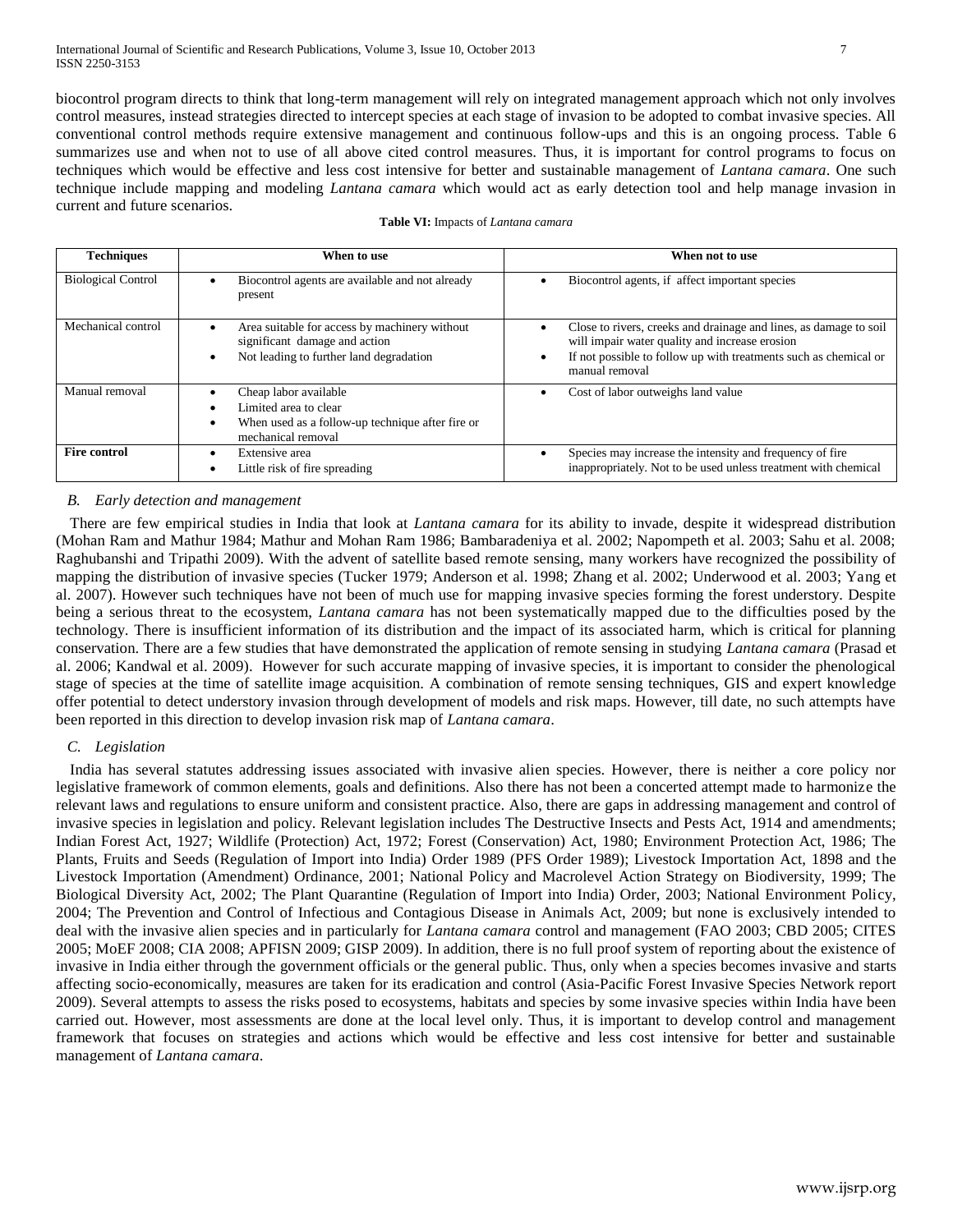biocontrol program directs to think that long-term management will rely on integrated management approach which not only involves control measures, instead strategies directed to intercept species at each stage of invasion to be adopted to combat invasive species. All conventional control methods require extensive management and continuous follow-ups and this is an ongoing process. Table 6 summarizes use and when not to use of all above cited control measures. Thus, it is important for control programs to focus on techniques which would be effective and less cost intensive for better and sustainable management of *Lantana camara*. One such technique include mapping and modeling *Lantana camara* which would act as early detection tool and help manage invasion in current and future scenarios.

**Table VI:** Impacts of *Lantana camara*

| **Techniques** | **When to use** | **When not to use** |
|---|---|---|
| Biological Control | • Biocontrol agents are available and not already present | • Biocontrol agents, if affect important species |
| Mechanical control | • Area suitable for access by machinery without significant damage and action<br>• Not leading to further land degradation | • Close to rivers, creeks and drainage and lines, as damage to soil will impair water quality and increase erosion<br>• If not possible to follow up with treatments such as chemical or manual removal |
| Manual removal | • Cheap labor available<br>• Limited area to clear<br>• When used as a follow-up technique after fire or mechanical removal | • Cost of labor outweighs land value |
| **Fire control** | • Extensive area<br>• Little risk of fire spreading | • Species may increase the intensity and frequency of fire inappropriately. Not to be used unless treatment with chemical |

### *B. Early detection and management*

There are few empirical studies in India that look at *Lantana camara* for its ability to invade, despite it widespread distribution (Mohan Ram and Mathur 1984; Mathur and Mohan Ram 1986; Bambaradeniya et al. 2002; Napompeth et al. 2003; Sahu et al. 2008; Raghubanshi and Tripathi 2009). With the advent of satellite based remote sensing, many workers have recognized the possibility of mapping the distribution of invasive species (Tucker 1979; Anderson et al. 1998; Zhang et al. 2002; Underwood et al. 2003; Yang et al. 2007). However such techniques have not been of much use for mapping invasive species forming the forest understory. Despite being a serious threat to the ecosystem, *Lantana camara* has not been systematically mapped due to the difficulties posed by the technology. There is insufficient information of its distribution and the impact of its associated harm, which is critical for planning conservation. There are a few studies that have demonstrated the application of remote sensing in studying *Lantana camara* (Prasad et al. 2006; Kandwal et al. 2009). However for such accurate mapping of invasive species, it is important to consider the phenological stage of species at the time of satellite image acquisition. A combination of remote sensing techniques, GIS and expert knowledge offer potential to detect understory invasion through development of models and risk maps. However, till date, no such attempts have been reported in this direction to develop invasion risk map of *Lantana camara*.

### *C. Legislation*

India has several statutes addressing issues associated with invasive alien species. However, there is neither a core policy nor legislative framework of common elements, goals and definitions. Also there has not been a concerted attempt made to harmonize the relevant laws and regulations to ensure uniform and consistent practice. Also, there are gaps in addressing management and control of invasive species in legislation and policy. Relevant legislation includes The Destructive Insects and Pests Act, 1914 and amendments; Indian Forest Act, 1927; Wildlife (Protection) Act, 1972; Forest (Conservation) Act, 1980; Environment Protection Act, 1986; The Plants, Fruits and Seeds (Regulation of Import into India) Order 1989 (PFS Order 1989); Livestock Importation Act, 1898 and the Livestock Importation (Amendment) Ordinance, 2001; National Policy and Macrolevel Action Strategy on Biodiversity, 1999; The Biological Diversity Act, 2002; The Plant Quarantine (Regulation of Import into India) Order, 2003; National Environment Policy, 2004; The Prevention and Control of Infectious and Contagious Disease in Animals Act, 2009; but none is exclusively intended to deal with the invasive alien species and in particularly for *Lantana camara* control and management (FAO 2003; CBD 2005; CITES 2005; MoEF 2008; CIA 2008; APFISN 2009; GISP 2009). In addition, there is no full proof system of reporting about the existence of invasive in India either through the government officials or the general public. Thus, only when a species becomes invasive and starts affecting socio-economically, measures are taken for its eradication and control (Asia-Pacific Forest Invasive Species Network report 2009). Several attempts to assess the risks posed to ecosystems, habitats and species by some invasive species within India have been carried out. However, most assessments are done at the local level only. Thus, it is important to develop control and management framework that focuses on strategies and actions which would be effective and less cost intensive for better and sustainable management of *Lantana camara*.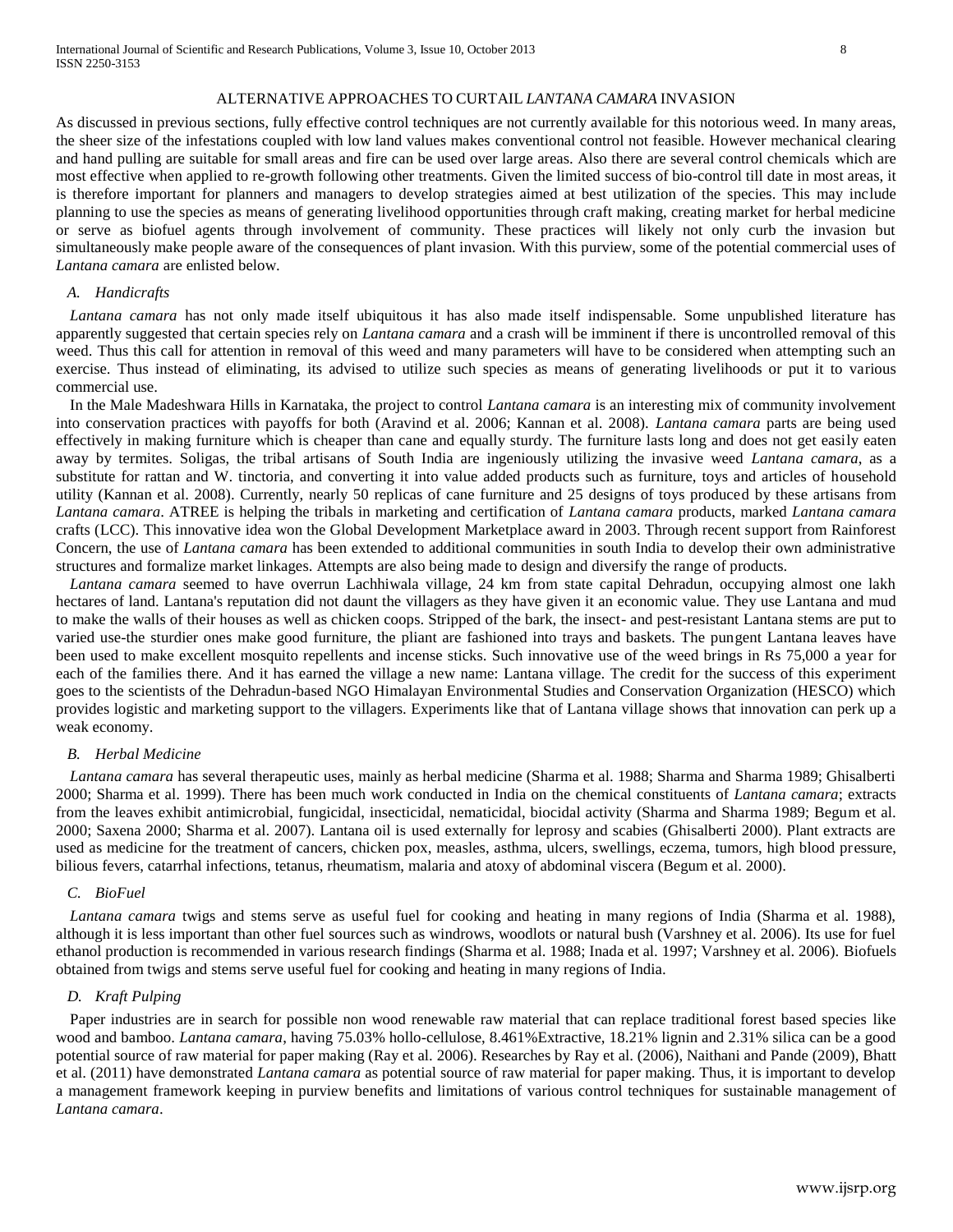## ALTERNATIVE APPROACHES TO CURTAIL *LANTANA CAMARA* INVASION

As discussed in previous sections, fully effective control techniques are not currently available for this notorious weed. In many areas, the sheer size of the infestations coupled with low land values makes conventional control not feasible. However mechanical clearing and hand pulling are suitable for small areas and fire can be used over large areas. Also there are several control chemicals which are most effective when applied to re-growth following other treatments. Given the limited success of bio-control till date in most areas, it is therefore important for planners and managers to develop strategies aimed at best utilization of the species. This may include planning to use the species as means of generating livelihood opportunities through craft making, creating market for herbal medicine or serve as biofuel agents through involvement of community. These practices will likely not only curb the invasion but simultaneously make people aware of the consequences of plant invasion. With this purview, some of the potential commercial uses of *Lantana camara* are enlisted below.

### *A. Handicrafts*

*Lantana camara* has not only made itself ubiquitous it has also made itself indispensable. Some unpublished literature has apparently suggested that certain species rely on *Lantana camara* and a crash will be imminent if there is uncontrolled removal of this weed. Thus this call for attention in removal of this weed and many parameters will have to be considered when attempting such an exercise. Thus instead of eliminating, its advised to utilize such species as means of generating livelihoods or put it to various commercial use.

In the Male Madeshwara Hills in Karnataka, the project to control *Lantana camara* is an interesting mix of community involvement into conservation practices with payoffs for both (Aravind et al. 2006; Kannan et al. 2008). *Lantana camara* parts are being used effectively in making furniture which is cheaper than cane and equally sturdy. The furniture lasts long and does not get easily eaten away by termites. Soligas, the tribal artisans of South India are ingeniously utilizing the invasive weed *Lantana camara*, as a substitute for rattan and W. tinctoria, and converting it into value added products such as furniture, toys and articles of household utility (Kannan et al. 2008). Currently, nearly 50 replicas of cane furniture and 25 designs of toys produced by these artisans from *Lantana camara*. ATREE is helping the tribals in marketing and certification of *Lantana camara* products, marked *Lantana camara* crafts (LCC). This innovative idea won the Global Development Marketplace award in 2003. Through recent support from Rainforest Concern, the use of *Lantana camara* has been extended to additional communities in south India to develop their own administrative structures and formalize market linkages. Attempts are also being made to design and diversify the range of products.

*Lantana camara* seemed to have overrun Lachhiwala village, 24 km from state capital Dehradun, occupying almost one lakh hectares of land. Lantana's reputation did not daunt the villagers as they have given it an economic value. They use Lantana and mud to make the walls of their houses as well as chicken coops. Stripped of the bark, the insect- and pest-resistant Lantana stems are put to varied use-the sturdier ones make good furniture, the pliant are fashioned into trays and baskets. The pungent Lantana leaves have been used to make excellent mosquito repellents and incense sticks. Such innovative use of the weed brings in Rs 75,000 a year for each of the families there. And it has earned the village a new name: Lantana village. The credit for the success of this experiment goes to the scientists of the Dehradun-based NGO Himalayan Environmental Studies and Conservation Organization (HESCO) which provides logistic and marketing support to the villagers. Experiments like that of Lantana village shows that innovation can perk up a weak economy.

### *B. Herbal Medicine*

*Lantana camara* has several therapeutic uses, mainly as herbal medicine (Sharma et al. 1988; Sharma and Sharma 1989; Ghisalberti 2000; Sharma et al. 1999). There has been much work conducted in India on the chemical constituents of *Lantana camara*; extracts from the leaves exhibit antimicrobial, fungicidal, insecticidal, nematicidal, biocidal activity (Sharma and Sharma 1989; Begum et al. 2000; Saxena 2000; Sharma et al. 2007). Lantana oil is used externally for leprosy and scabies (Ghisalberti 2000). Plant extracts are used as medicine for the treatment of cancers, chicken pox, measles, asthma, ulcers, swellings, eczema, tumors, high blood pressure, bilious fevers, catarrhal infections, tetanus, rheumatism, malaria and atoxy of abdominal viscera (Begum et al. 2000).

### *C. BioFuel*

*Lantana camara* twigs and stems serve as useful fuel for cooking and heating in many regions of India (Sharma et al. 1988), although it is less important than other fuel sources such as windrows, woodlots or natural bush (Varshney et al. 2006). Its use for fuel ethanol production is recommended in various research findings (Sharma et al. 1988; Inada et al. 1997; Varshney et al. 2006). Biofuels obtained from twigs and stems serve useful fuel for cooking and heating in many regions of India.

### *D. Kraft Pulping*

Paper industries are in search for possible non wood renewable raw material that can replace traditional forest based species like wood and bamboo. *Lantana camara*, having 75.03% hollo-cellulose, 8.461%Extractive, 18.21% lignin and 2.31% silica can be a good potential source of raw material for paper making (Ray et al. 2006). Researches by Ray et al. (2006), Naithani and Pande (2009), Bhatt et al. (2011) have demonstrated *Lantana camara* as potential source of raw material for paper making. Thus, it is important to develop a management framework keeping in purview benefits and limitations of various control techniques for sustainable management of *Lantana camara*.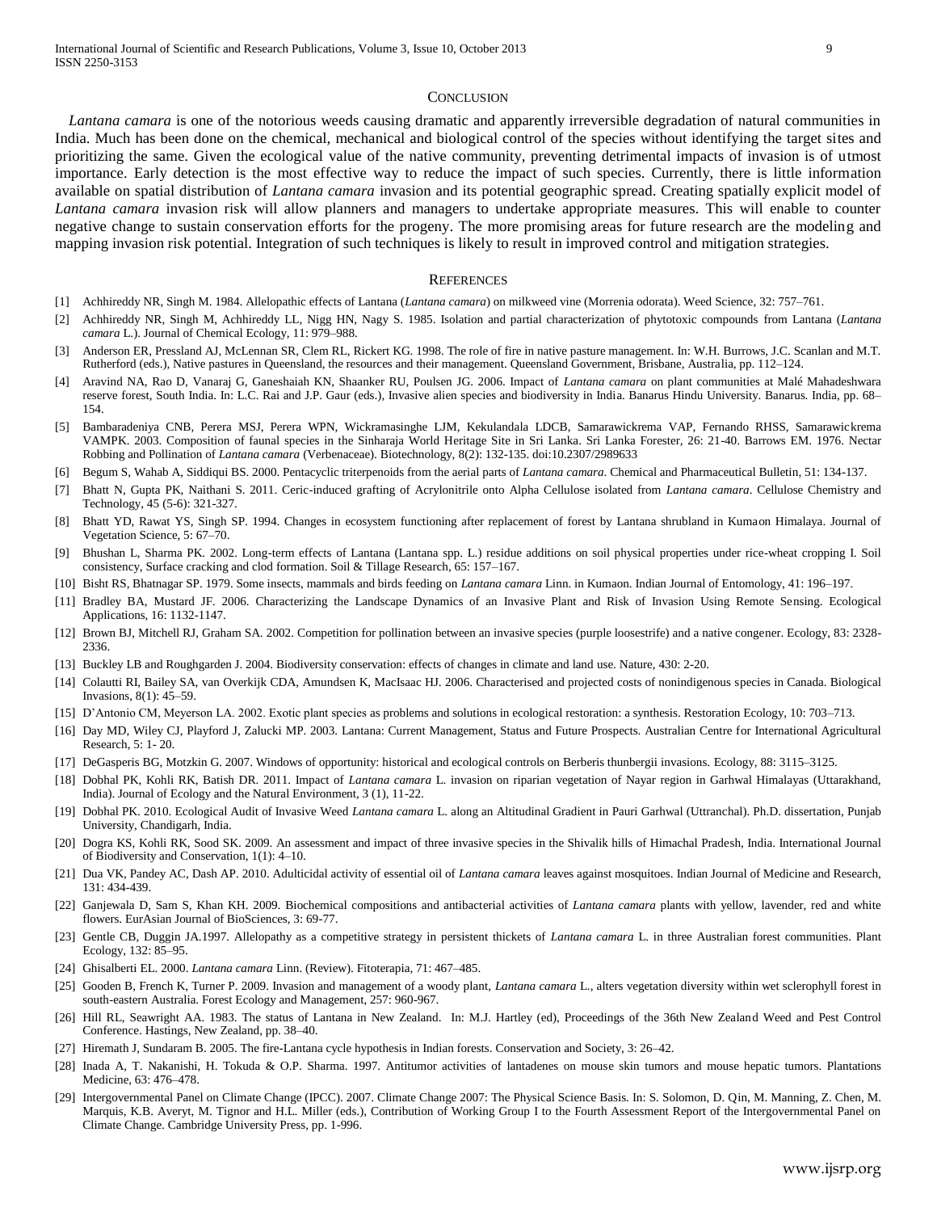## CONCLUSION

*Lantana camara* is one of the notorious weeds causing dramatic and apparently irreversible degradation of natural communities in India. Much has been done on the chemical, mechanical and biological control of the species without identifying the target sites and prioritizing the same. Given the ecological value of the native community, preventing detrimental impacts of invasion is of utmost importance. Early detection is the most effective way to reduce the impact of such species. Currently, there is little information available on spatial distribution of *Lantana camara* invasion and its potential geographic spread. Creating spatially explicit model of *Lantana camara* invasion risk will allow planners and managers to undertake appropriate measures. This will enable to counter negative change to sustain conservation efforts for the progeny. The more promising areas for future research are the modeling and mapping invasion risk potential. Integration of such techniques is likely to result in improved control and mitigation strategies.

## REFERENCES

[1] Achhireddy NR, Singh M. 1984. Allelopathic effects of Lantana (*Lantana camara*) on milkweed vine (Morrenia odorata). Weed Science, 32: 757–761.

[2] Achhireddy NR, Singh M, Achhireddy LL, Nigg HN, Nagy S. 1985. Isolation and partial characterization of phytotoxic compounds from Lantana (*Lantana camara* L.). Journal of Chemical Ecology, 11: 979–988.

[3] Anderson ER, Pressland AJ, McLennan SR, Clem RL, Rickert KG. 1998. The role of fire in native pasture management. In: W.H. Burrows, J.C. Scanlan and M.T. Rutherford (eds.), Native pastures in Queensland, the resources and their management. Queensland Government, Brisbane, Australia, pp. 112–124.

[4] Aravind NA, Rao D, Vanaraj G, Ganeshaiah KN, Shaanker RU, Poulsen JG. 2006. Impact of *Lantana camara* on plant communities at Malé Mahadeshwara reserve forest, South India. In: L.C. Rai and J.P. Gaur (eds.), Invasive alien species and biodiversity in India. Banarus Hindu University. Banarus. India, pp. 68–154.

[5] Bambaradeniya CNB, Perera MSJ, Perera WPN, Wickramasinghe LJM, Kekulandala LDCB, Samarawickrema VAP, Fernando RHSS, Samarawickrema VAMPK. 2003. Composition of faunal species in the Sinharaja World Heritage Site in Sri Lanka. Sri Lanka Forester, 26: 21-40. Barrows EM. 1976. Nectar Robbing and Pollination of *Lantana camara* (Verbenaceae). Biotechnology, 8(2): 132-135. doi:10.2307/2989633

[6] Begum S, Wahab A, Siddiqui BS. 2000. Pentacyclic triterpenoids from the aerial parts of *Lantana camara*. Chemical and Pharmaceutical Bulletin, 51: 134-137.

[7] Bhatt N, Gupta PK, Naithani S. 2011. Ceric-induced grafting of Acrylonitrile onto Alpha Cellulose isolated from *Lantana camara*. Cellulose Chemistry and Technology, 45 (5-6): 321-327.

[8] Bhatt YD, Rawat YS, Singh SP. 1994. Changes in ecosystem functioning after replacement of forest by Lantana shrubland in Kumaon Himalaya. Journal of Vegetation Science, 5: 67–70.

[9] Bhushan L, Sharma PK. 2002. Long-term effects of Lantana (Lantana spp. L.) residue additions on soil physical properties under rice-wheat cropping I. Soil consistency, Surface cracking and clod formation. Soil & Tillage Research, 65: 157–167.

[10] Bisht RS, Bhatnagar SP. 1979. Some insects, mammals and birds feeding on *Lantana camara* Linn. in Kumaon. Indian Journal of Entomology, 41: 196–197.

[11] Bradley BA, Mustard JF. 2006. Characterizing the Landscape Dynamics of an Invasive Plant and Risk of Invasion Using Remote Sensing. Ecological Applications, 16: 1132-1147.

[12] Brown BJ, Mitchell RJ, Graham SA. 2002. Competition for pollination between an invasive species (purple loosestrife) and a native congener. Ecology, 83: 2328-2336.

[13] Buckley LB and Roughgarden J. 2004. Biodiversity conservation: effects of changes in climate and land use. Nature, 430: 2-20.

[14] Colautti RI, Bailey SA, van Overkijk CDA, Amundsen K, MacIsaac HJ. 2006. Characterised and projected costs of nonindigenous species in Canada. Biological Invasions, 8(1): 45–59.

[15] D'Antonio CM, Meyerson LA. 2002. Exotic plant species as problems and solutions in ecological restoration: a synthesis. Restoration Ecology, 10: 703–713.

[16] Day MD, Wiley CJ, Playford J, Zalucki MP. 2003. Lantana: Current Management, Status and Future Prospects. Australian Centre for International Agricultural Research, 5: 1- 20.

[17] DeGasperis BG, Motzkin G. 2007. Windows of opportunity: historical and ecological controls on Berberis thunbergii invasions. Ecology, 88: 3115–3125.

[18] Dobhal PK, Kohli RK, Batish DR. 2011. Impact of *Lantana camara* L. invasion on riparian vegetation of Nayar region in Garhwal Himalayas (Uttarakhand, India). Journal of Ecology and the Natural Environment, 3 (1), 11-22.

[19] Dobhal PK. 2010. Ecological Audit of Invasive Weed *Lantana camara* L. along an Altitudinal Gradient in Pauri Garhwal (Uttranchal). Ph.D. dissertation, Punjab University, Chandigarh, India.

[20] Dogra KS, Kohli RK, Sood SK. 2009. An assessment and impact of three invasive species in the Shivalik hills of Himachal Pradesh, India. International Journal of Biodiversity and Conservation, 1(1): 4–10.

[21] Dua VK, Pandey AC, Dash AP. 2010. Adulticidal activity of essential oil of *Lantana camara* leaves against mosquitoes. Indian Journal of Medicine and Research, 131: 434-439.

[22] Ganjewala D, Sam S, Khan KH. 2009. Biochemical compositions and antibacterial activities of *Lantana camara* plants with yellow, lavender, red and white flowers. EurAsian Journal of BioSciences, 3: 69-77.

[23] Gentle CB, Duggin JA.1997. Allelopathy as a competitive strategy in persistent thickets of *Lantana camara* L. in three Australian forest communities. Plant Ecology, 132: 85–95.

[24] Ghisalberti EL. 2000. *Lantana camara* Linn. (Review). Fitoterapia, 71: 467–485.

[25] Gooden B, French K, Turner P. 2009. Invasion and management of a woody plant, *Lantana camara* L., alters vegetation diversity within wet sclerophyll forest in south-eastern Australia. Forest Ecology and Management, 257: 960-967.

[26] Hill RL, Seawright AA. 1983. The status of Lantana in New Zealand. In: M.J. Hartley (ed), Proceedings of the 36th New Zealand Weed and Pest Control Conference. Hastings, New Zealand, pp. 38–40.

[27] Hiremath J, Sundaram B. 2005. The fire-Lantana cycle hypothesis in Indian forests. Conservation and Society, 3: 26–42.

[28] Inada A, T. Nakanishi, H. Tokuda & O.P. Sharma. 1997. Antitumor activities of lantadenes on mouse skin tumors and mouse hepatic tumors. Plantations Medicine, 63: 476–478.

[29] Intergovernmental Panel on Climate Change (IPCC). 2007. Climate Change 2007: The Physical Science Basis. In: S. Solomon, D. Qin, M. Manning, Z. Chen, M. Marquis, K.B. Averyt, M. Tignor and H.L. Miller (eds.), Contribution of Working Group I to the Fourth Assessment Report of the Intergovernmental Panel on Climate Change. Cambridge University Press, pp. 1-996.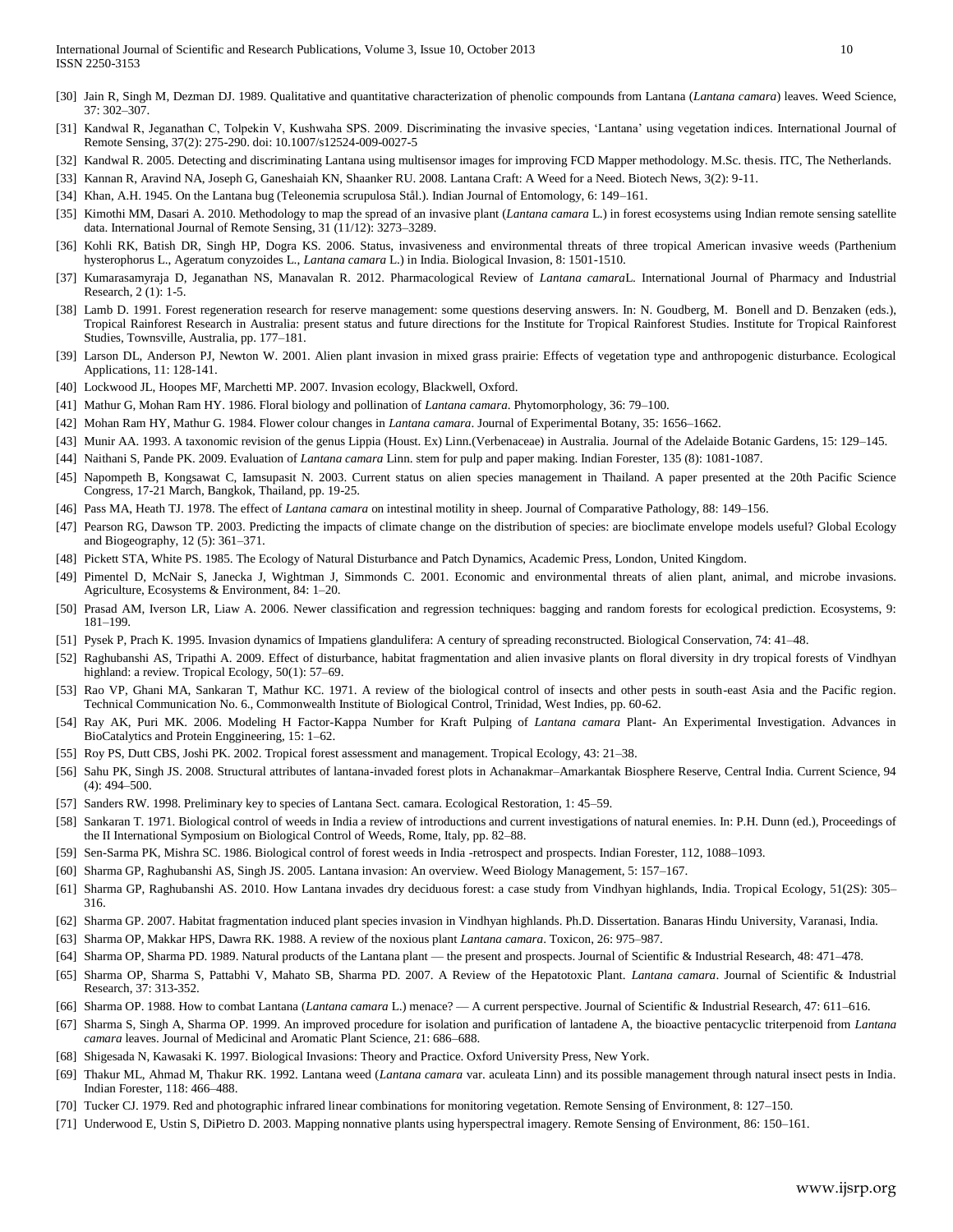[30] Jain R, Singh M, Dezman DJ. 1989. Qualitative and quantitative characterization of phenolic compounds from Lantana (*Lantana camara*) leaves. Weed Science, 37: 302–307.

[31] Kandwal R, Jeganathan C, Tolpekin V, Kushwaha SPS. 2009. Discriminating the invasive species, 'Lantana' using vegetation indices. International Journal of Remote Sensing, 37(2): 275-290. doi: 10.1007/s12524-009-0027-5

[32] Kandwal R. 2005. Detecting and discriminating Lantana using multisensor images for improving FCD Mapper methodology. M.Sc. thesis. ITC, The Netherlands.

[33] Kannan R, Aravind NA, Joseph G, Ganeshaiah KN, Shaanker RU. 2008. Lantana Craft: A Weed for a Need. Biotech News, 3(2): 9-11.

[34] Khan, A.H. 1945. On the Lantana bug (Teleonemia scrupulosa Stål.). Indian Journal of Entomology, 6: 149–161.

[35] Kimothi MM, Dasari A. 2010. Methodology to map the spread of an invasive plant (*Lantana camara* L.) in forest ecosystems using Indian remote sensing satellite data. International Journal of Remote Sensing, 31 (11/12): 3273–3289.

[36] Kohli RK, Batish DR, Singh HP, Dogra KS. 2006. Status, invasiveness and environmental threats of three tropical American invasive weeds (Parthenium hysterophorus L., Ageratum conyzoides L., *Lantana camara* L.) in India. Biological Invasion, 8: 1501-1510.

[37] Kumarasamyraja D, Jeganathan NS, Manavalan R. 2012. Pharmacological Review of *Lantana camara*L. International Journal of Pharmacy and Industrial Research, 2 (1): 1-5.

[38] Lamb D. 1991. Forest regeneration research for reserve management: some questions deserving answers. In: N. Goudberg, M. Bonell and D. Benzaken (eds.), Tropical Rainforest Research in Australia: present status and future directions for the Institute for Tropical Rainforest Studies. Institute for Tropical Rainforest Studies, Townsville, Australia, pp. 177–181.

[39] Larson DL, Anderson PJ, Newton W. 2001. Alien plant invasion in mixed grass prairie: Effects of vegetation type and anthropogenic disturbance. Ecological Applications, 11: 128-141.

[40] Lockwood JL, Hoopes MF, Marchetti MP. 2007. Invasion ecology, Blackwell, Oxford.

[41] Mathur G, Mohan Ram HY. 1986. Floral biology and pollination of *Lantana camara*. Phytomorphology, 36: 79–100.

[42] Mohan Ram HY, Mathur G. 1984. Flower colour changes in *Lantana camara*. Journal of Experimental Botany, 35: 1656–1662.

[43] Munir AA. 1993. A taxonomic revision of the genus Lippia (Houst. Ex) Linn.(Verbenaceae) in Australia. Journal of the Adelaide Botanic Gardens, 15: 129–145.

[44] Naithani S, Pande PK. 2009. Evaluation of *Lantana camara* Linn. stem for pulp and paper making. Indian Forester, 135 (8): 1081-1087.

[45] Napompeth B, Kongsawat C, Iamsupasit N. 2003. Current status on alien species management in Thailand. A paper presented at the 20th Pacific Science Congress, 17-21 March, Bangkok, Thailand, pp. 19-25.

[46] Pass MA, Heath TJ. 1978. The effect of *Lantana camara* on intestinal motility in sheep. Journal of Comparative Pathology, 88: 149–156.

[47] Pearson RG, Dawson TP. 2003. Predicting the impacts of climate change on the distribution of species: are bioclimate envelope models useful? Global Ecology and Biogeography, 12 (5): 361–371.

[48] Pickett STA, White PS. 1985. The Ecology of Natural Disturbance and Patch Dynamics, Academic Press, London, United Kingdom.

[49] Pimentel D, McNair S, Janecka J, Wightman J, Simmonds C. 2001. Economic and environmental threats of alien plant, animal, and microbe invasions. Agriculture, Ecosystems & Environment, 84: 1–20.

[50] Prasad AM, Iverson LR, Liaw A. 2006. Newer classification and regression techniques: bagging and random forests for ecological prediction. Ecosystems, 9: 181–199.

[51] Pysek P, Prach K. 1995. Invasion dynamics of Impatiens glandulifera: A century of spreading reconstructed. Biological Conservation, 74: 41–48.

[52] Raghubanshi AS, Tripathi A. 2009. Effect of disturbance, habitat fragmentation and alien invasive plants on floral diversity in dry tropical forests of Vindhyan highland: a review. Tropical Ecology, 50(1): 57–69.

[53] Rao VP, Ghani MA, Sankaran T, Mathur KC. 1971. A review of the biological control of insects and other pests in south-east Asia and the Pacific region. Technical Communication No. 6., Commonwealth Institute of Biological Control, Trinidad, West Indies, pp. 60-62.

[54] Ray AK, Puri MK. 2006. Modeling H Factor-Kappa Number for Kraft Pulping of *Lantana camara* Plant- An Experimental Investigation. Advances in BioCatalytics and Protein Enggineering, 15: 1–62.

[55] Roy PS, Dutt CBS, Joshi PK. 2002. Tropical forest assessment and management. Tropical Ecology, 43: 21–38.

[56] Sahu PK, Singh JS. 2008. Structural attributes of lantana-invaded forest plots in Achanakmar–Amarkantak Biosphere Reserve, Central India. Current Science, 94 (4): 494–500.

[57] Sanders RW. 1998. Preliminary key to species of Lantana Sect. camara. Ecological Restoration, 1: 45–59.

[58] Sankaran T. 1971. Biological control of weeds in India a review of introductions and current investigations of natural enemies. In: P.H. Dunn (ed.), Proceedings of the II International Symposium on Biological Control of Weeds, Rome, Italy, pp. 82–88.

[59] Sen-Sarma PK, Mishra SC. 1986. Biological control of forest weeds in India -retrospect and prospects. Indian Forester, 112, 1088–1093.

[60] Sharma GP, Raghubanshi AS, Singh JS. 2005. Lantana invasion: An overview. Weed Biology Management, 5: 157–167.

[61] Sharma GP, Raghubanshi AS. 2010. How Lantana invades dry deciduous forest: a case study from Vindhyan highlands, India. Tropical Ecology, 51(2S): 305–316.

[62] Sharma GP. 2007. Habitat fragmentation induced plant species invasion in Vindhyan highlands. Ph.D. Dissertation. Banaras Hindu University, Varanasi, India.

[63] Sharma OP, Makkar HPS, Dawra RK. 1988. A review of the noxious plant *Lantana camara*. Toxicon, 26: 975–987.

[64] Sharma OP, Sharma PD. 1989. Natural products of the Lantana plant — the present and prospects. Journal of Scientific & Industrial Research, 48: 471–478.

[65] Sharma OP, Sharma S, Pattabhi V, Mahato SB, Sharma PD. 2007. A Review of the Hepatotoxic Plant. *Lantana camara*. Journal of Scientific & Industrial Research, 37: 313-352.

[66] Sharma OP. 1988. How to combat Lantana (*Lantana camara* L.) menace? — A current perspective. Journal of Scientific & Industrial Research, 47: 611–616.

[67] Sharma S, Singh A, Sharma OP. 1999. An improved procedure for isolation and purification of lantadene A, the bioactive pentacyclic triterpenoid from *Lantana camara* leaves. Journal of Medicinal and Aromatic Plant Science, 21: 686–688.

[68] Shigesada N, Kawasaki K. 1997. Biological Invasions: Theory and Practice. Oxford University Press, New York.

[69] Thakur ML, Ahmad M, Thakur RK. 1992. Lantana weed (*Lantana camara* var. aculeata Linn) and its possible management through natural insect pests in India. Indian Forester, 118: 466–488.

[70] Tucker CJ. 1979. Red and photographic infrared linear combinations for monitoring vegetation. Remote Sensing of Environment, 8: 127–150.

[71] Underwood E, Ustin S, DiPietro D. 2003. Mapping nonnative plants using hyperspectral imagery. Remote Sensing of Environment, 86: 150–161.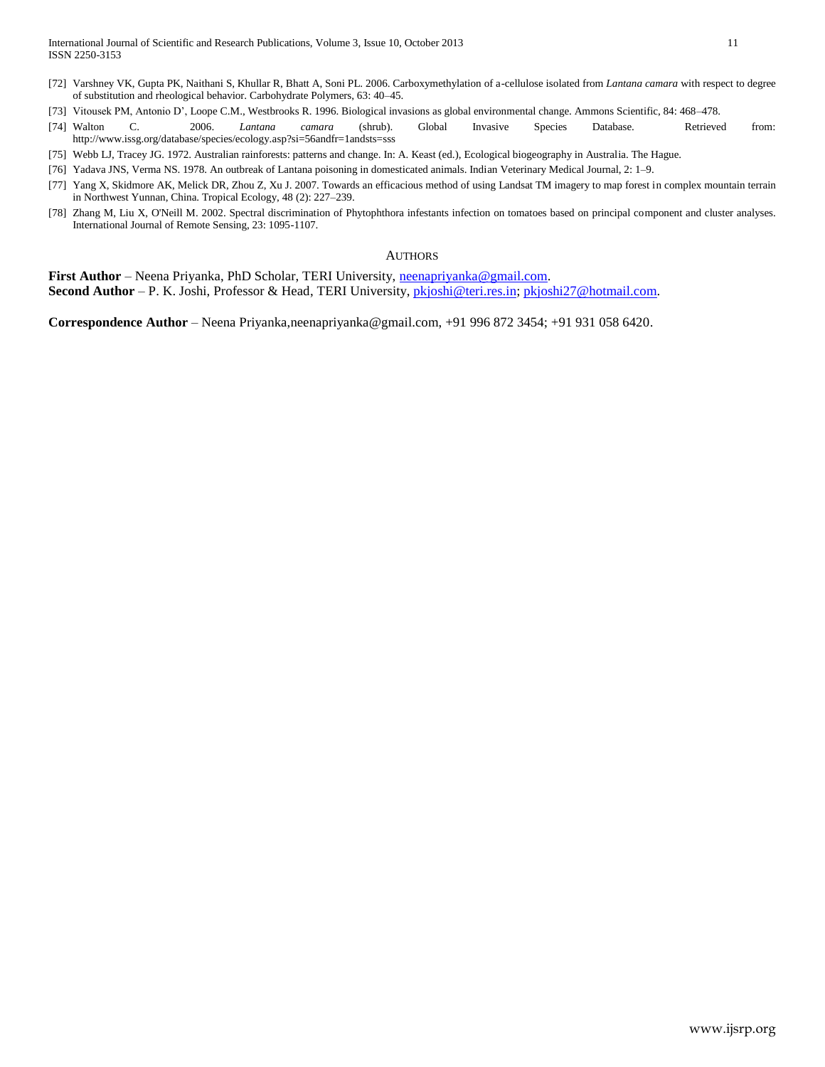[72] Varshney VK, Gupta PK, Naithani S, Khullar R, Bhatt A, Soni PL. 2006. Carboxymethylation of a-cellulose isolated from *Lantana camara* with respect to degree of substitution and rheological behavior. Carbohydrate Polymers, 63: 40–45.

[73] Vitousek PM, Antonio D', Loope C.M., Westbrooks R. 1996. Biological invasions as global environmental change. Ammons Scientific, 84: 468–478.

[74] Walton C. 2006. *Lantana camara* (shrub). Global Invasive Species Database. Retrieved from: http://www.issg.org/database/species/ecology.asp?si=56andfr=1andsts=sss

[75] Webb LJ, Tracey JG. 1972. Australian rainforests: patterns and change. In: A. Keast (ed.), Ecological biogeography in Australia. The Hague.

[76] Yadava JNS, Verma NS. 1978. An outbreak of Lantana poisoning in domesticated animals. Indian Veterinary Medical Journal, 2: 1–9.

[77] Yang X, Skidmore AK, Melick DR, Zhou Z, Xu J. 2007. Towards an efficacious method of using Landsat TM imagery to map forest in complex mountain terrain in Northwest Yunnan, China. Tropical Ecology, 48 (2): 227–239.

[78] Zhang M, Liu X, O'Neill M. 2002. Spectral discrimination of Phytophthora infestants infection on tomatoes based on principal component and cluster analyses. International Journal of Remote Sensing, 23: 1095-1107.

## AUTHORS

**First Author** – Neena Priyanka, PhD Scholar, TERI University, neenapriyanka@gmail.com.
**Second Author** – P. K. Joshi, Professor & Head, TERI University, pkjoshi@teri.res.in; pkjoshi27@hotmail.com.

**Correspondence Author** – Neena Priyanka,neenapriyanka@gmail.com, +91 996 872 3454; +91 931 058 6420.